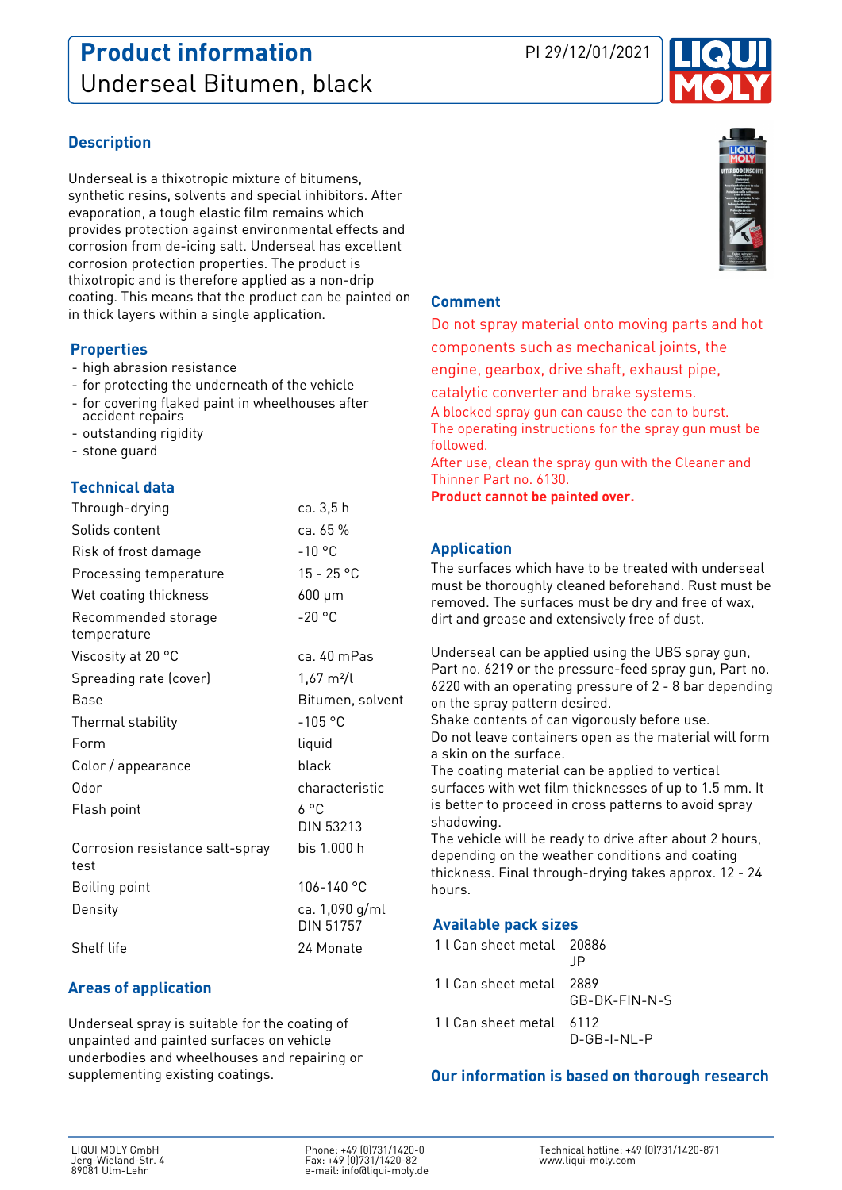# Product information

## Underseal Bitumen, black

PI 29/12/01/2021

### Description

Underseal is a thixotropic mixture of bitumens, synthetic resins, solvents and special inhibitors. After evaporation, a tough elastic film remains which provides protection against environmental effects and corrosion from de-icing salt. Underseal has excellent corrosion protection properties. The product is thixotropic and is therefore applied as a non-drip coating. This means that the product can be painted on in thick layers within a single application.

### Properties

- high abrasion resistance
- for protecting the underneath of the vehicle
- for covering flaked paint in wheelhouses after accident repairs
- outstanding rigidity
- stone guard

### Technical data

| | |
|---|---|
| Through-drying | ca. 3,5 h |
| Solids content | ca. 65 % |
| Risk of frost damage | -10 °C |
| Processing temperature | 15 - 25 °C |
| Wet coating thickness | 600 µm |
| Recommended storage temperature | -20 °C |
| Viscosity at 20 °C | ca. 40 mPas |
| Spreading rate (cover) | 1,67 m²/l |
| Base | Bitumen, solvent |
| Thermal stability | -105 °C |
| Form | liquid |
| Color / appearance | black |
| Odor | characteristic |
| Flash point | 6 °C DIN 53213 |
| Corrosion resistance salt-spray test | bis 1.000 h |
| Boiling point | 106-140 °C |
| Density | ca. 1,090 g/ml DIN 51757 |
| Shelf life | 24 Monate |

### Areas of application

Underseal spray is suitable for the coating of unpainted and painted surfaces on vehicle underbodies and wheelhouses and repairing or supplementing existing coatings.

### Comment

Do not spray material onto moving parts and hot components such as mechanical joints, the engine, gearbox, drive shaft, exhaust pipe, catalytic converter and brake systems.
A blocked spray gun can cause the can to burst.
The operating instructions for the spray gun must be followed.
After use, clean the spray gun with the Cleaner and Thinner Part no. 6130.
**Product cannot be painted over.**

### Application

The surfaces which have to be treated with underseal must be thoroughly cleaned beforehand. Rust must be removed. The surfaces must be dry and free of wax, dirt and grease and extensively free of dust.

Underseal can be applied using the UBS spray gun, Part no. 6219 or the pressure-feed spray gun, Part no. 6220 with an operating pressure of 2 - 8 bar depending on the spray pattern desired.
Shake contents of can vigorously before use.
Do not leave containers open as the material will form a skin on the surface.
The coating material can be applied to vertical surfaces with wet film thicknesses of up to 1.5 mm. It is better to proceed in cross patterns to avoid spray shadowing.
The vehicle will be ready to drive after about 2 hours, depending on the weather conditions and coating thickness. Final through-drying takes approx. 12 - 24 hours.

### Available pack sizes

| | |
|---|---|
| 1 l Can sheet metal | 20886 JP |
| 1 l Can sheet metal | 2889 GB-DK-FIN-N-S |
| 1 l Can sheet metal | 6112 D-GB-I-NL-P |

**Our information is based on thorough research**

LIQUI MOLY GmbH
Jerg-Wieland-Str. 4
89081 Ulm-Lehr

Phone: +49 (0)731/1420-0
Fax: +49 (0)731/1420-82
e-mail: info@liqui-moly.de

Technical hotline: +49 (0)731/1420-871
www.liqui-moly.com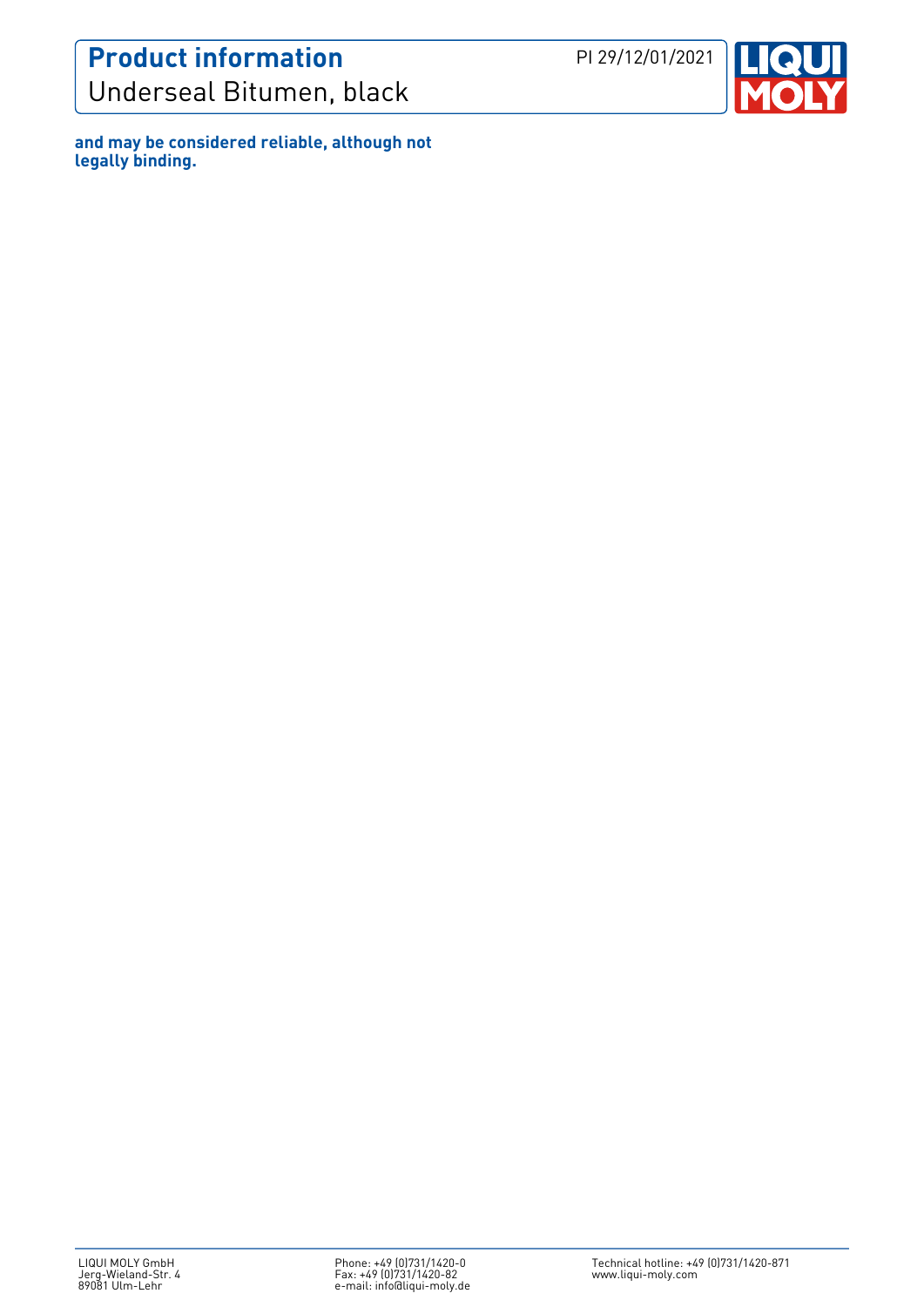**and may be considered reliable, although not legally binding.**